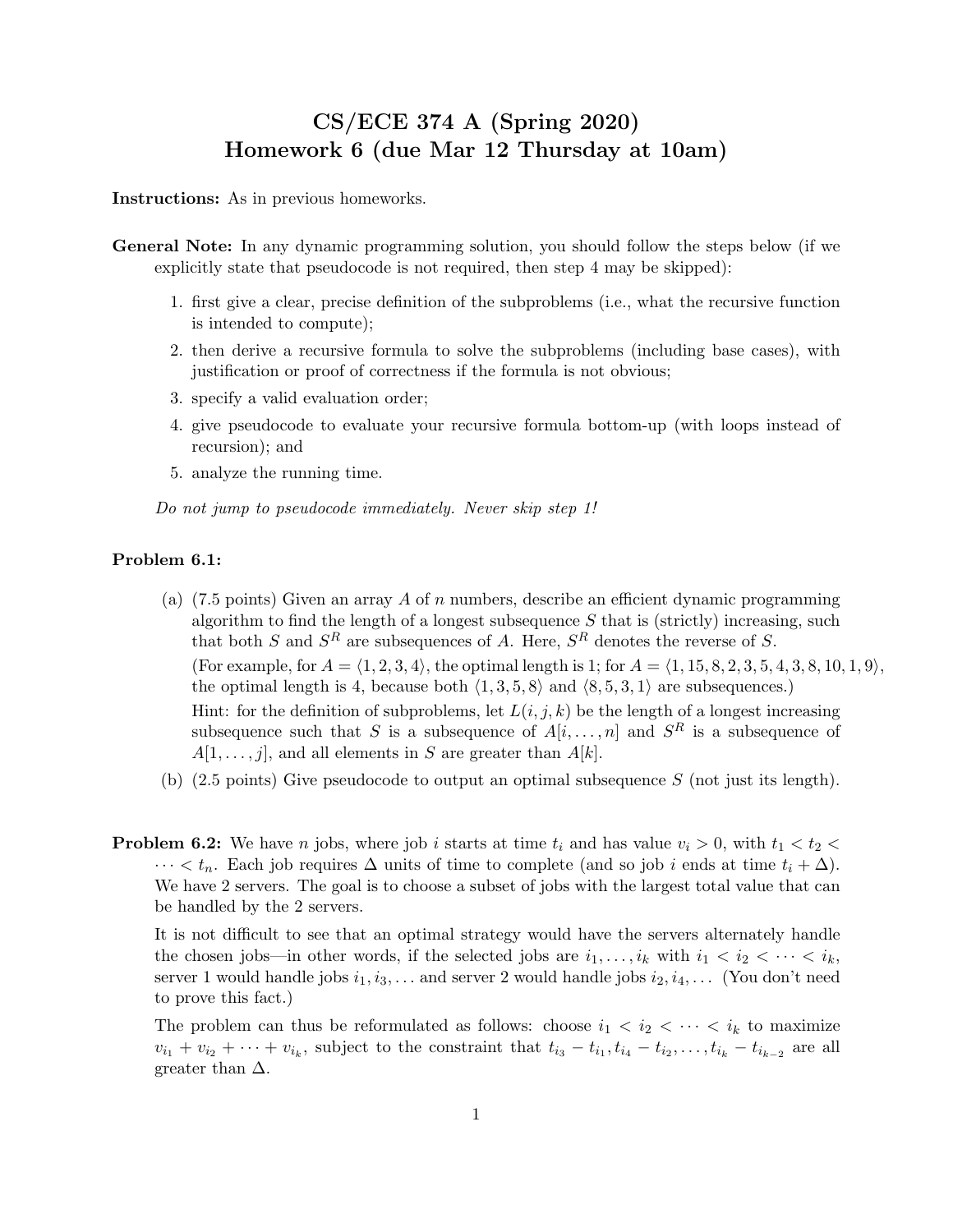# CS/ECE 374 A (Spring 2020)
# Homework 6 (due Mar 12 Thursday at 10am)

**Instructions:** As in previous homeworks.

**General Note:** In any dynamic programming solution, you should follow the steps below (if we explicitly state that pseudocode is not required, then step 4 may be skipped):

1. first give a clear, precise definition of the subproblems (i.e., what the recursive function is intended to compute);
2. then derive a recursive formula to solve the subproblems (including base cases), with justification or proof of correctness if the formula is not obvious;
3. specify a valid evaluation order;
4. give pseudocode to evaluate your recursive formula bottom-up (with loops instead of recursion); and
5. analyze the running time.

*Do not jump to pseudocode immediately. Never skip step 1!*

**Problem 6.1:**

(a) (7.5 points) Given an array $A$ of $n$ numbers, describe an efficient dynamic programming algorithm to find the length of a longest subsequence $S$ that is (strictly) increasing, such that both $S$ and $S^R$ are subsequences of $A$. Here, $S^R$ denotes the reverse of $S$.

(For example, for $A = \langle 1, 2, 3, 4 \rangle$, the optimal length is 1; for $A = \langle 1, 15, 8, 2, 3, 5, 4, 3, 8, 10, 1, 9 \rangle$, the optimal length is 4, because both $\langle 1, 3, 5, 8 \rangle$ and $\langle 8, 5, 3, 1 \rangle$ are subsequences.)

Hint: for the definition of subproblems, let $L(i, j, k)$ be the length of a longest increasing subsequence such that $S$ is a subsequence of $A[i, \ldots, n]$ and $S^R$ is a subsequence of $A[1, \ldots, j]$, and all elements in $S$ are greater than $A[k]$.

(b) (2.5 points) Give pseudocode to output an optimal subsequence $S$ (not just its length).

**Problem 6.2:** We have $n$ jobs, where job $i$ starts at time $t_i$ and has value $v_i > 0$, with $t_1 < t_2 < \cdots < t_n$. Each job requires $\Delta$ units of time to complete (and so job $i$ ends at time $t_i + \Delta$). We have 2 servers. The goal is to choose a subset of jobs with the largest total value that can be handled by the 2 servers.

It is not difficult to see that an optimal strategy would have the servers alternately handle the chosen jobs—in other words, if the selected jobs are $i_1, \ldots, i_k$ with $i_1 < i_2 < \cdots < i_k$, server 1 would handle jobs $i_1, i_3, \ldots$ and server 2 would handle jobs $i_2, i_4, \ldots$ (You don't need to prove this fact.)

The problem can thus be reformulated as follows: choose $i_1 < i_2 < \cdots < i_k$ to maximize $v_{i_1} + v_{i_2} + \cdots + v_{i_k}$, subject to the constraint that $t_{i_3} - t_{i_1}, t_{i_4} - t_{i_2}, \ldots, t_{i_k} - t_{i_{k-2}}$ are all greater than $\Delta$.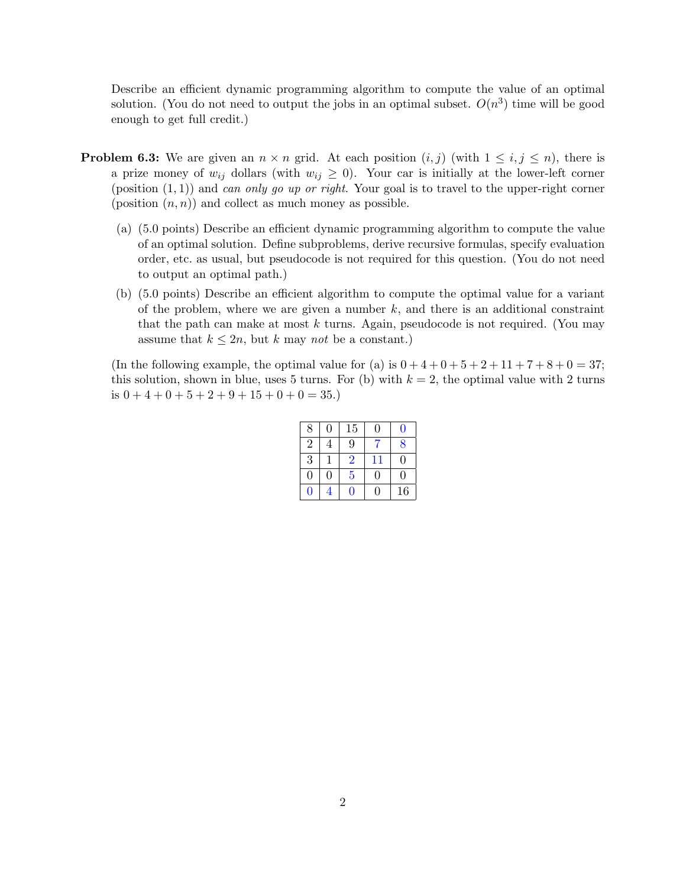Describe an efficient dynamic programming algorithm to compute the value of an optimal solution. (You do not need to output the jobs in an optimal subset. $O(n^3)$ time will be good enough to get full credit.)

**Problem 6.3:** We are given an $n \times n$ grid. At each position $(i, j)$ (with $1 \le i, j \le n$), there is a prize money of $w_{ij}$ dollars (with $w_{ij} \ge 0$). Your car is initially at the lower-left corner (position $(1, 1)$) and *can only go up or right*. Your goal is to travel to the upper-right corner (position $(n, n)$) and collect as much money as possible.

(a) (5.0 points) Describe an efficient dynamic programming algorithm to compute the value of an optimal solution. Define subproblems, derive recursive formulas, specify evaluation order, etc. as usual, but pseudocode is not required for this question. (You do not need to output an optimal path.)

(b) (5.0 points) Describe an efficient algorithm to compute the optimal value for a variant of the problem, where we are given a number $k$, and there is an additional constraint that the path can make at most $k$ turns. Again, pseudocode is not required. (You may assume that $k \le 2n$, but $k$ may *not* be a constant.)

(In the following example, the optimal value for (a) is $0 + 4 + 0 + 5 + 2 + 11 + 7 + 8 + 0 = 37$; this solution, shown in blue, uses 5 turns. For (b) with $k = 2$, the optimal value with 2 turns is $0 + 4 + 0 + 5 + 2 + 9 + 15 + 0 + 0 = 35$.)

| | | | | |
|---|---|---|---|---|
| 8 | 0 | 15 | 0 | 0 |
| 2 | 4 | 9 | 7 | 8 |
| 3 | 1 | 2 | 11 | 0 |
| 0 | 0 | 5 | 0 | 0 |
| 0 | 4 | 0 | 0 | 16 |